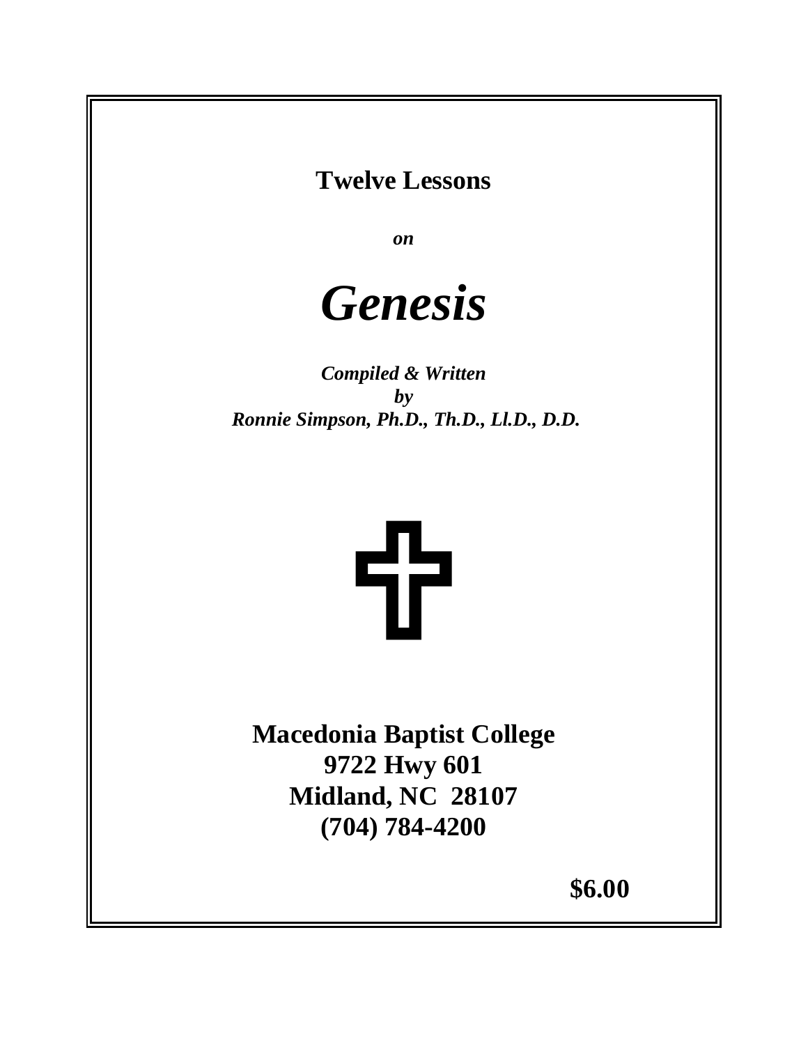**Twelve Lessons**

***on***

# *Genesis*

***Compiled & Written***
***by***
***Ronnie Simpson, Ph.D., Th.D., Ll.D., D.D.***

**Macedonia Baptist College**
**9722 Hwy 601**
**Midland, NC 28107**
**(704) 784-4200**

**$6.00**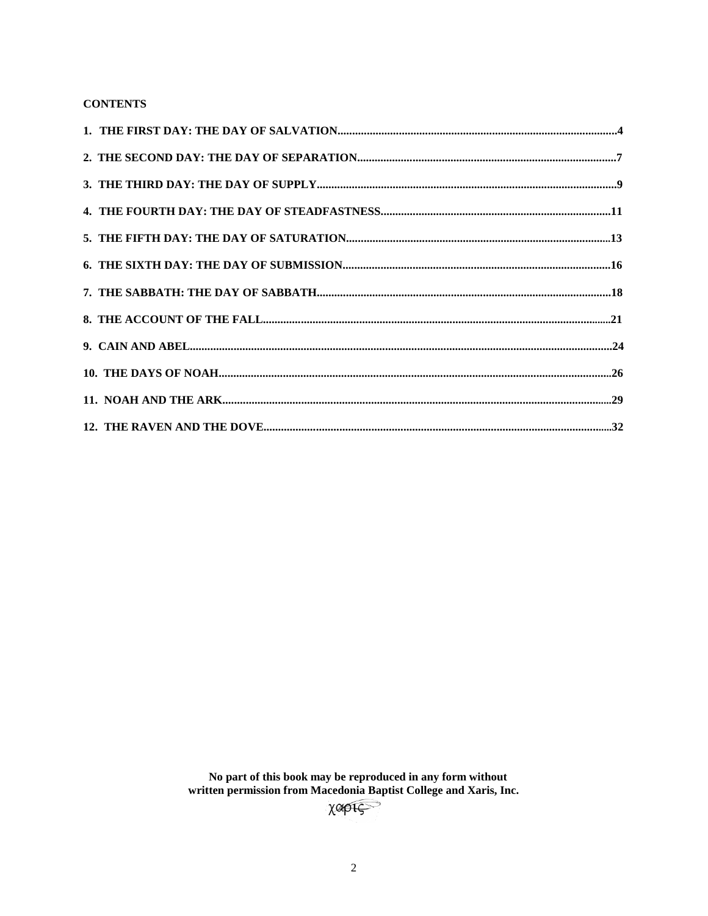**CONTENTS**

**1. THE FIRST DAY: THE DAY OF SALVATION................................................................................................4**

**2. THE SECOND DAY: THE DAY OF SEPARATION.........................................................................................7**

**3. THE THIRD DAY: THE DAY OF SUPPLY.......................................................................................................9**

**4. THE FOURTH DAY: THE DAY OF STEADFASTNESS...............................................................................11**

**5. THE FIFTH DAY: THE DAY OF SATURATION...........................................................................................13**

**6. THE SIXTH DAY: THE DAY OF SUBMISSION...........................................................................................16**

**7. THE SABBATH: THE DAY OF SABBATH....................................................................................................18**

**8. THE ACCOUNT OF THE FALL.......................................................................................................................21**

**9. CAIN AND ABEL................................................................................................................................................24**

**10. THE DAYS OF NOAH......................................................................................................................................26**

**11. NOAH AND THE ARK.....................................................................................................................................29**

**12. THE RAVEN AND THE DOVE.......................................................................................................................32**

**No part of this book may be reproduced in any form without written permission from Macedonia Baptist College and Xaris, Inc.**

χαρις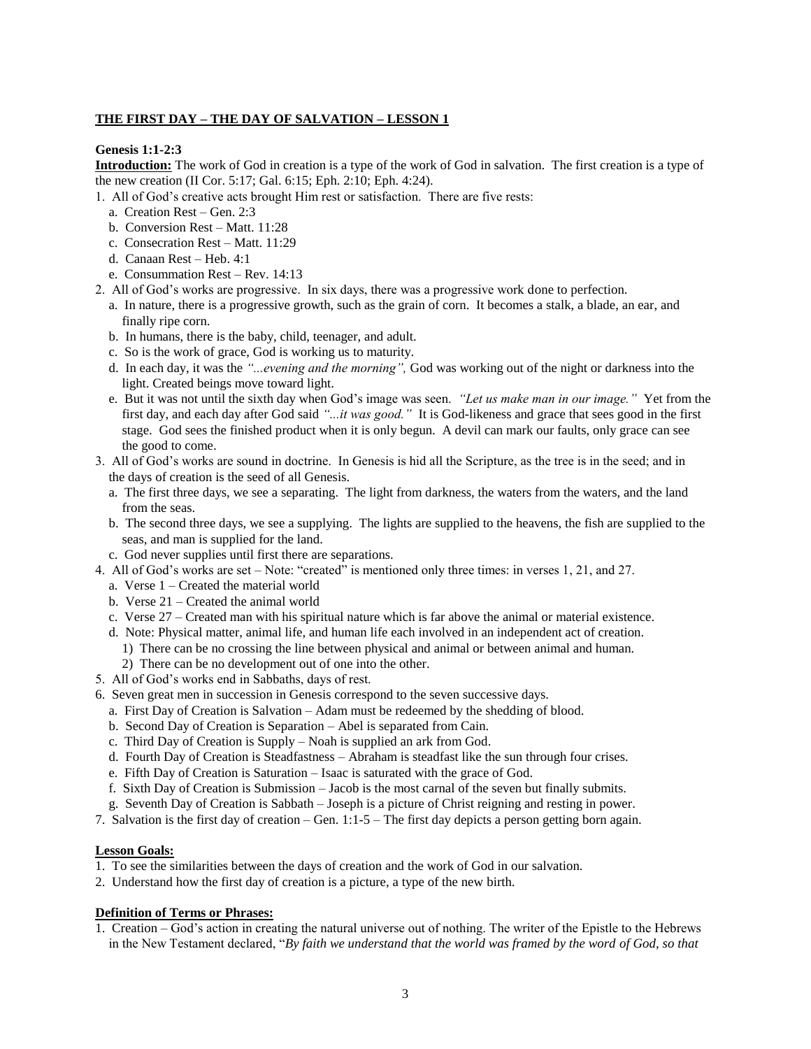## **THE FIRST DAY – THE DAY OF SALVATION – LESSON 1**

**Genesis 1:1-2:3**

**Introduction:** The work of God in creation is a type of the work of God in salvation. The first creation is a type of the new creation (II Cor. 5:17; Gal. 6:15; Eph. 2:10; Eph. 4:24).

1. All of God's creative acts brought Him rest or satisfaction. There are five rests:
   a. Creation Rest – Gen. 2:3
   b. Conversion Rest – Matt. 11:28
   c. Consecration Rest – Matt. 11:29
   d. Canaan Rest – Heb. 4:1
   e. Consummation Rest – Rev. 14:13
2. All of God's works are progressive. In six days, there was a progressive work done to perfection.
   a. In nature, there is a progressive growth, such as the grain of corn. It becomes a stalk, a blade, an ear, and finally ripe corn.
   b. In humans, there is the baby, child, teenager, and adult.
   c. So is the work of grace, God is working us to maturity.
   d. In each day, it was the *"...evening and the morning",* God was working out of the night or darkness into the light. Created beings move toward light.
   e. But it was not until the sixth day when God's image was seen. *"Let us make man in our image."* Yet from the first day, and each day after God said *"...it was good."* It is God-likeness and grace that sees good in the first stage. God sees the finished product when it is only begun. A devil can mark our faults, only grace can see the good to come.
3. All of God's works are sound in doctrine. In Genesis is hid all the Scripture, as the tree is in the seed; and in the days of creation is the seed of all Genesis.
   a. The first three days, we see a separating. The light from darkness, the waters from the waters, and the land from the seas.
   b. The second three days, we see a supplying. The lights are supplied to the heavens, the fish are supplied to the seas, and man is supplied for the land.
   c. God never supplies until first there are separations.
4. All of God's works are set – Note: "created" is mentioned only three times: in verses 1, 21, and 27.
   a. Verse 1 – Created the material world
   b. Verse 21 – Created the animal world
   c. Verse 27 – Created man with his spiritual nature which is far above the animal or material existence.
   d. Note: Physical matter, animal life, and human life each involved in an independent act of creation.
      1) There can be no crossing the line between physical and animal or between animal and human.
      2) There can be no development out of one into the other.
5. All of God's works end in Sabbaths, days of rest.
6. Seven great men in succession in Genesis correspond to the seven successive days.
   a. First Day of Creation is Salvation – Adam must be redeemed by the shedding of blood.
   b. Second Day of Creation is Separation – Abel is separated from Cain.
   c. Third Day of Creation is Supply – Noah is supplied an ark from God.
   d. Fourth Day of Creation is Steadfastness – Abraham is steadfast like the sun through four crises.
   e. Fifth Day of Creation is Saturation – Isaac is saturated with the grace of God.
   f. Sixth Day of Creation is Submission – Jacob is the most carnal of the seven but finally submits.
   g. Seventh Day of Creation is Sabbath – Joseph is a picture of Christ reigning and resting in power.
7. Salvation is the first day of creation – Gen. 1:1-5 – The first day depicts a person getting born again.

**Lesson Goals:**

1. To see the similarities between the days of creation and the work of God in our salvation.
2. Understand how the first day of creation is a picture, a type of the new birth.

**Definition of Terms or Phrases:**

1. Creation – God's action in creating the natural universe out of nothing. The writer of the Epistle to the Hebrews in the New Testament declared, "*By faith we understand that the world was framed by the word of God, so that*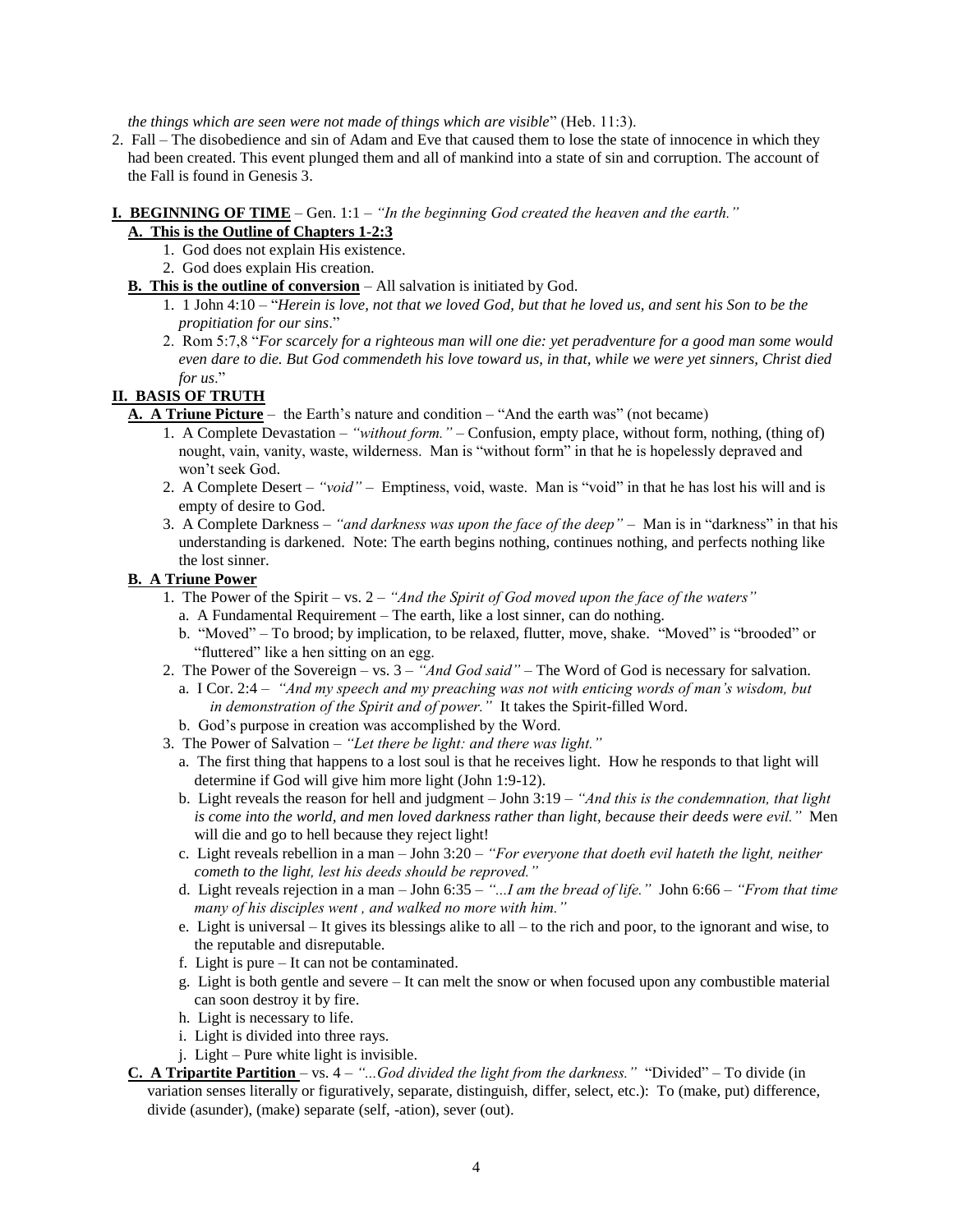*the things which are seen were not made of things which are visible*" (Heb. 11:3).

2. Fall – The disobedience and sin of Adam and Eve that caused them to lose the state of innocence in which they had been created. This event plunged them and all of mankind into a state of sin and corruption. The account of the Fall is found in Genesis 3.

**<u>I. BEGINNING OF TIME</u>** – Gen. 1:1 – *"In the beginning God created the heaven and the earth."*

**<u>A. This is the Outline of Chapters 1-2:3</u>**

1. God does not explain His existence.
2. God does explain His creation.

**<u>B. This is the outline of conversion</u>** – All salvation is initiated by God.

1. 1 John 4:10 – "*Herein is love, not that we loved God, but that he loved us, and sent his Son to be the propitiation for our sins*."
2. Rom 5:7,8 "*For scarcely for a righteous man will one die: yet peradventure for a good man some would even dare to die. But God commendeth his love toward us, in that, while we were yet sinners, Christ died for us*."

**<u>II. BASIS OF TRUTH</u>**

**<u>A. A Triune Picture</u>** – the Earth's nature and condition – "And the earth was" (not became)

1. A Complete Devastation – *"without form."* – Confusion, empty place, without form, nothing, (thing of) nought, vain, vanity, waste, wilderness. Man is "without form" in that he is hopelessly depraved and won't seek God.
2. A Complete Desert – *"void"* – Emptiness, void, waste. Man is "void" in that he has lost his will and is empty of desire to God.
3. A Complete Darkness – *"and darkness was upon the face of the deep"* – Man is in "darkness" in that his understanding is darkened. Note: The earth begins nothing, continues nothing, and perfects nothing like the lost sinner.

**<u>B. A Triune Power</u>**

1. The Power of the Spirit – vs. 2 – *"And the Spirit of God moved upon the face of the waters"*
   a. A Fundamental Requirement – The earth, like a lost sinner, can do nothing.
   b. "Moved" – To brood; by implication, to be relaxed, flutter, move, shake. "Moved" is "brooded" or "fluttered" like a hen sitting on an egg.
2. The Power of the Sovereign – vs. 3 – *"And God said"* – The Word of God is necessary for salvation.
   a. I Cor. 2:4 – *"And my speech and my preaching was not with enticing words of man's wisdom, but in demonstration of the Spirit and of power."* It takes the Spirit-filled Word.
   b. God's purpose in creation was accomplished by the Word.
3. The Power of Salvation – *"Let there be light: and there was light."*
   a. The first thing that happens to a lost soul is that he receives light. How he responds to that light will determine if God will give him more light (John 1:9-12).
   b. Light reveals the reason for hell and judgment – John 3:19 – *"And this is the condemnation, that light is come into the world, and men loved darkness rather than light, because their deeds were evil."* Men will die and go to hell because they reject light!
   c. Light reveals rebellion in a man – John 3:20 – *"For everyone that doeth evil hateth the light, neither cometh to the light, lest his deeds should be reproved."*
   d. Light reveals rejection in a man – John 6:35 – *"...I am the bread of life."* John 6:66 – *"From that time many of his disciples went , and walked no more with him."*
   e. Light is universal – It gives its blessings alike to all – to the rich and poor, to the ignorant and wise, to the reputable and disreputable.
   f. Light is pure – It can not be contaminated.
   g. Light is both gentle and severe – It can melt the snow or when focused upon any combustible material can soon destroy it by fire.
   h. Light is necessary to life.
   i. Light is divided into three rays.
   j. Light – Pure white light is invisible.

**<u>C. A Tripartite Partition</u>** – vs. 4 – *"...God divided the light from the darkness."* "Divided" – To divide (in variation senses literally or figuratively, separate, distinguish, differ, select, etc.): To (make, put) difference, divide (asunder), (make) separate (self, -ation), sever (out).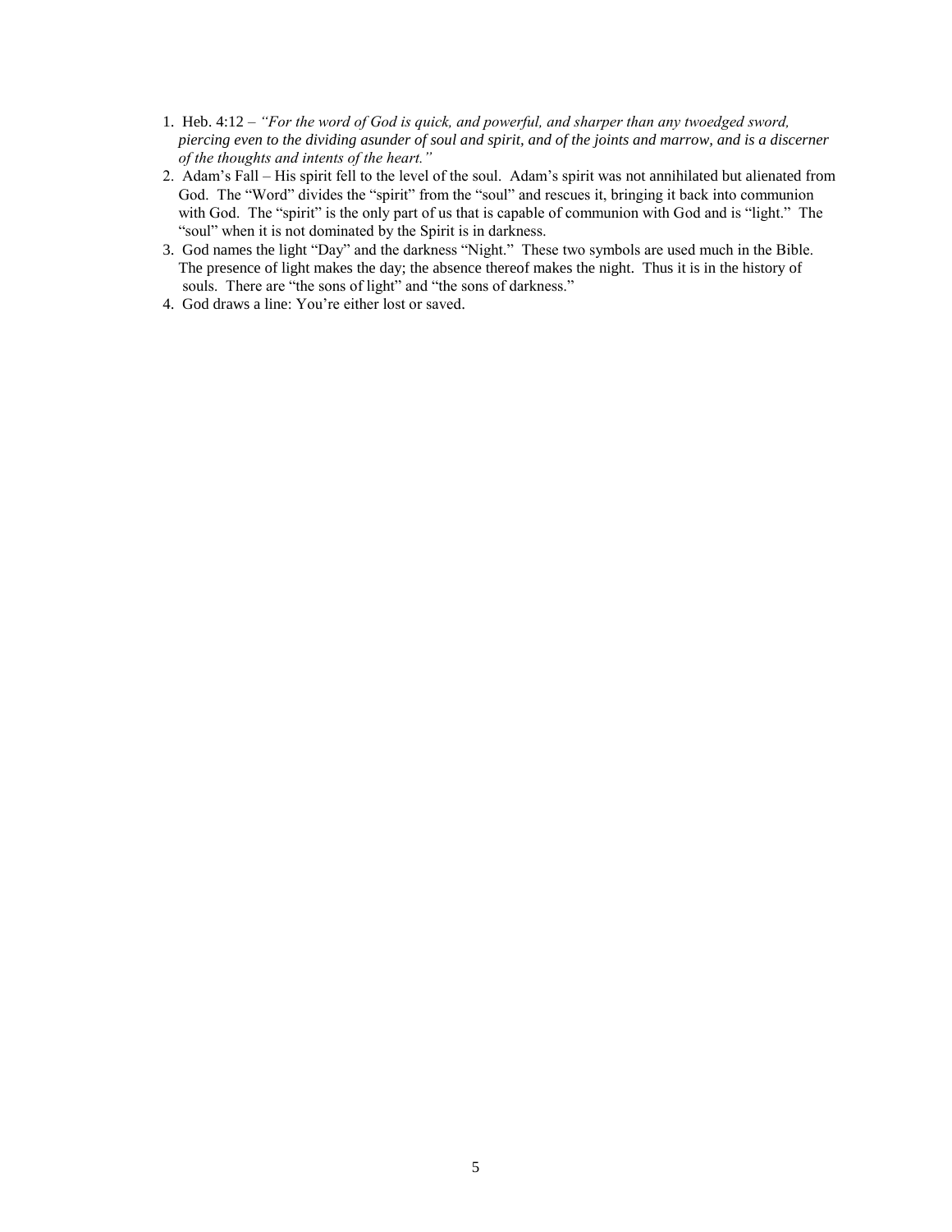1. Heb. 4:12 – *"For the word of God is quick, and powerful, and sharper than any twoedged sword, piercing even to the dividing asunder of soul and spirit, and of the joints and marrow, and is a discerner of the thoughts and intents of the heart."*
2. Adam's Fall – His spirit fell to the level of the soul. Adam's spirit was not annihilated but alienated from God. The "Word" divides the "spirit" from the "soul" and rescues it, bringing it back into communion with God. The "spirit" is the only part of us that is capable of communion with God and is "light." The "soul" when it is not dominated by the Spirit is in darkness.
3. God names the light "Day" and the darkness "Night." These two symbols are used much in the Bible. The presence of light makes the day; the absence thereof makes the night. Thus it is in the history of souls. There are "the sons of light" and "the sons of darkness."
4. God draws a line: You're either lost or saved.